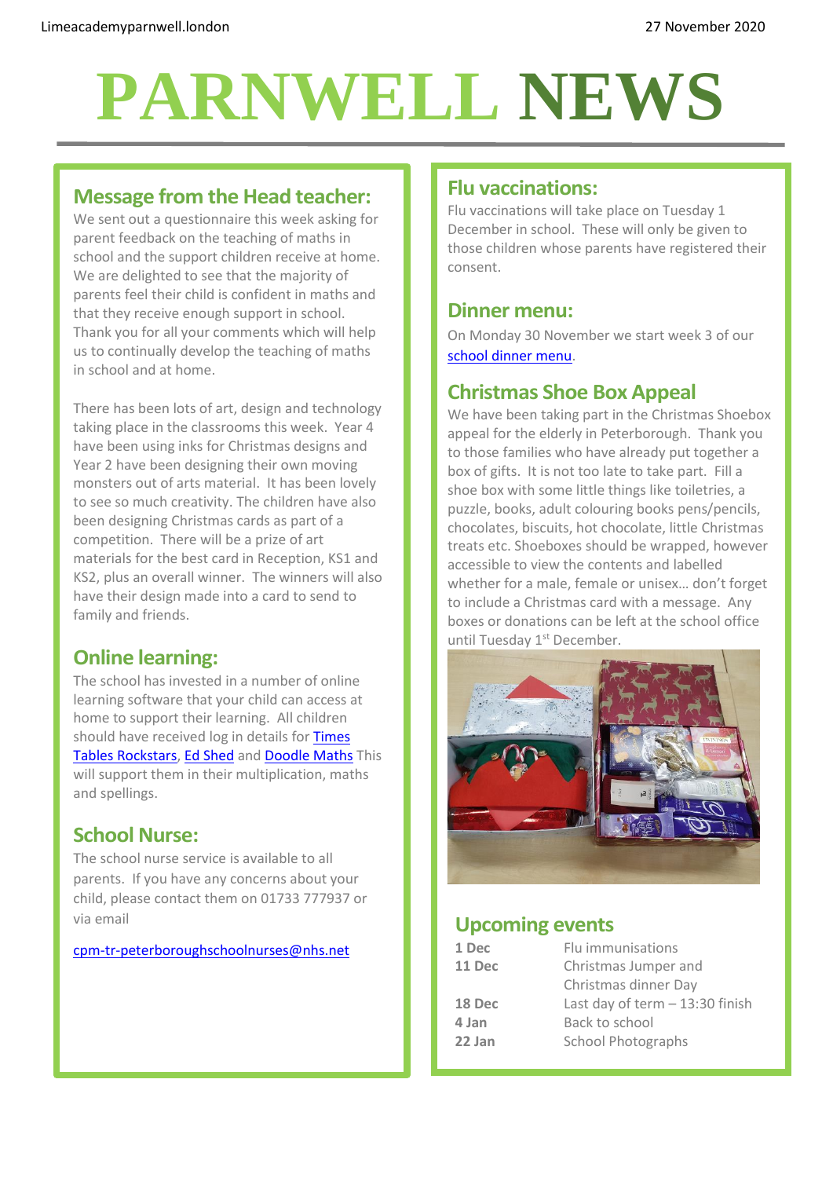Limeacademyparnwell.london

27 November 2020

# PARNWELL NEWS

## Message from the Head teacher:

We sent out a questionnaire this week asking for parent feedback on the teaching of maths in school and the support children receive at home. We are delighted to see that the majority of parents feel their child is confident in maths and that they receive enough support in school. Thank you for all your comments which will help us to continually develop the teaching of maths in school and at home.

There has been lots of art, design and technology taking place in the classrooms this week. Year 4 have been using inks for Christmas designs and Year 2 have been designing their own moving monsters out of arts material. It has been lovely to see so much creativity. The children have also been designing Christmas cards as part of a competition. There will be a prize of art materials for the best card in Reception, KS1 and KS2, plus an overall winner. The winners will also have their design made into a card to send to family and friends.

## Online learning:

The school has invested in a number of online learning software that your child can access at home to support their learning. All children should have received log in details for Times Tables Rockstars, Ed Shed and Doodle Maths This will support them in their multiplication, maths and spellings.

## School Nurse:

The school nurse service is available to all parents. If you have any concerns about your child, please contact them on 01733 777937 or via email

cpm-tr-peterboroughschoolnurses@nhs.net

## Flu vaccinations:

Flu vaccinations will take place on Tuesday 1 December in school. These will only be given to those children whose parents have registered their consent.

## Dinner menu:

On Monday 30 November we start week 3 of our school dinner menu.

## Christmas Shoe Box Appeal

We have been taking part in the Christmas Shoebox appeal for the elderly in Peterborough. Thank you to those families who have already put together a box of gifts. It is not too late to take part. Fill a shoe box with some little things like toiletries, a puzzle, books, adult colouring books pens/pencils, chocolates, biscuits, hot chocolate, little Christmas treats etc. Shoeboxes should be wrapped, however accessible to view the contents and labelled whether for a male, female or unisex… don't forget to include a Christmas card with a message. Any boxes or donations can be left at the school office until Tuesday 1st December.

## Upcoming events

| | |
|---|---|
| **1 Dec** | Flu immunisations |
| **11 Dec** | Christmas Jumper and Christmas dinner Day |
| **18 Dec** | Last day of term – 13:30 finish |
| **4 Jan** | Back to school |
| **22 Jan** | School Photographs |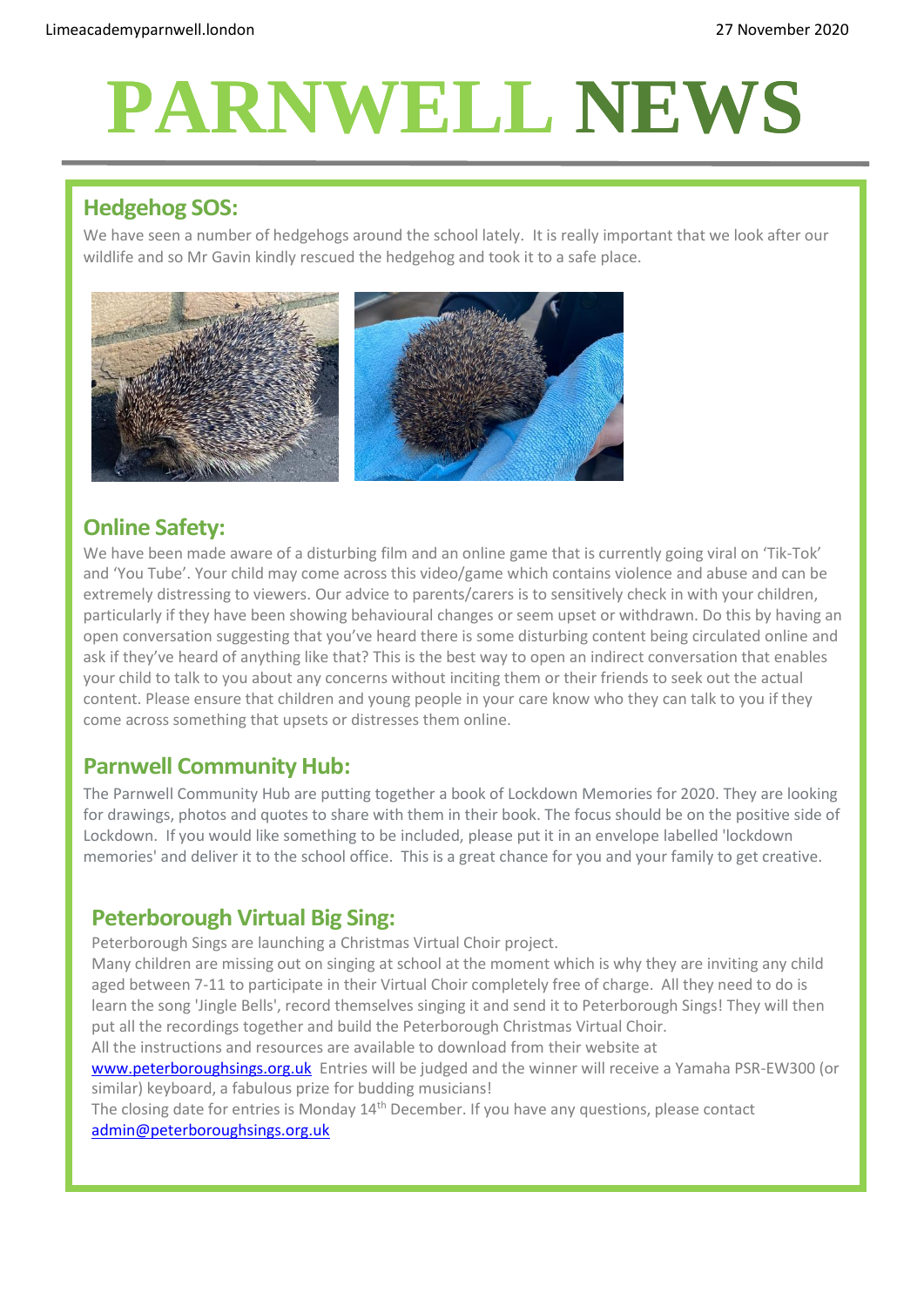# PARNWELL NEWS

## Hedgehog SOS:

We have seen a number of hedgehogs around the school lately. It is really important that we look after our wildlife and so Mr Gavin kindly rescued the hedgehog and took it to a safe place.

## Online Safety:

We have been made aware of a disturbing film and an online game that is currently going viral on 'Tik-Tok' and 'You Tube'. Your child may come across this video/game which contains violence and abuse and can be extremely distressing to viewers. Our advice to parents/carers is to sensitively check in with your children, particularly if they have been showing behavioural changes or seem upset or withdrawn. Do this by having an open conversation suggesting that you've heard there is some disturbing content being circulated online and ask if they've heard of anything like that? This is the best way to open an indirect conversation that enables your child to talk to you about any concerns without inciting them or their friends to seek out the actual content. Please ensure that children and young people in your care know who they can talk to you if they come across something that upsets or distresses them online.

## Parnwell Community Hub:

The Parnwell Community Hub are putting together a book of Lockdown Memories for 2020. They are looking for drawings, photos and quotes to share with them in their book. The focus should be on the positive side of Lockdown. If you would like something to be included, please put it in an envelope labelled 'lockdown memories' and deliver it to the school office. This is a great chance for you and your family to get creative.

## Peterborough Virtual Big Sing:

Peterborough Sings are launching a Christmas Virtual Choir project.

Many children are missing out on singing at school at the moment which is why they are inviting any child aged between 7-11 to participate in their Virtual Choir completely free of charge. All they need to do is learn the song 'Jingle Bells', record themselves singing it and send it to Peterborough Sings! They will then put all the recordings together and build the Peterborough Christmas Virtual Choir.

All the instructions and resources are available to download from their website at www.peterboroughsings.org.uk Entries will be judged and the winner will receive a Yamaha PSR-EW300 (or similar) keyboard, a fabulous prize for budding musicians!

The closing date for entries is Monday 14th December. If you have any questions, please contact admin@peterboroughsings.org.uk